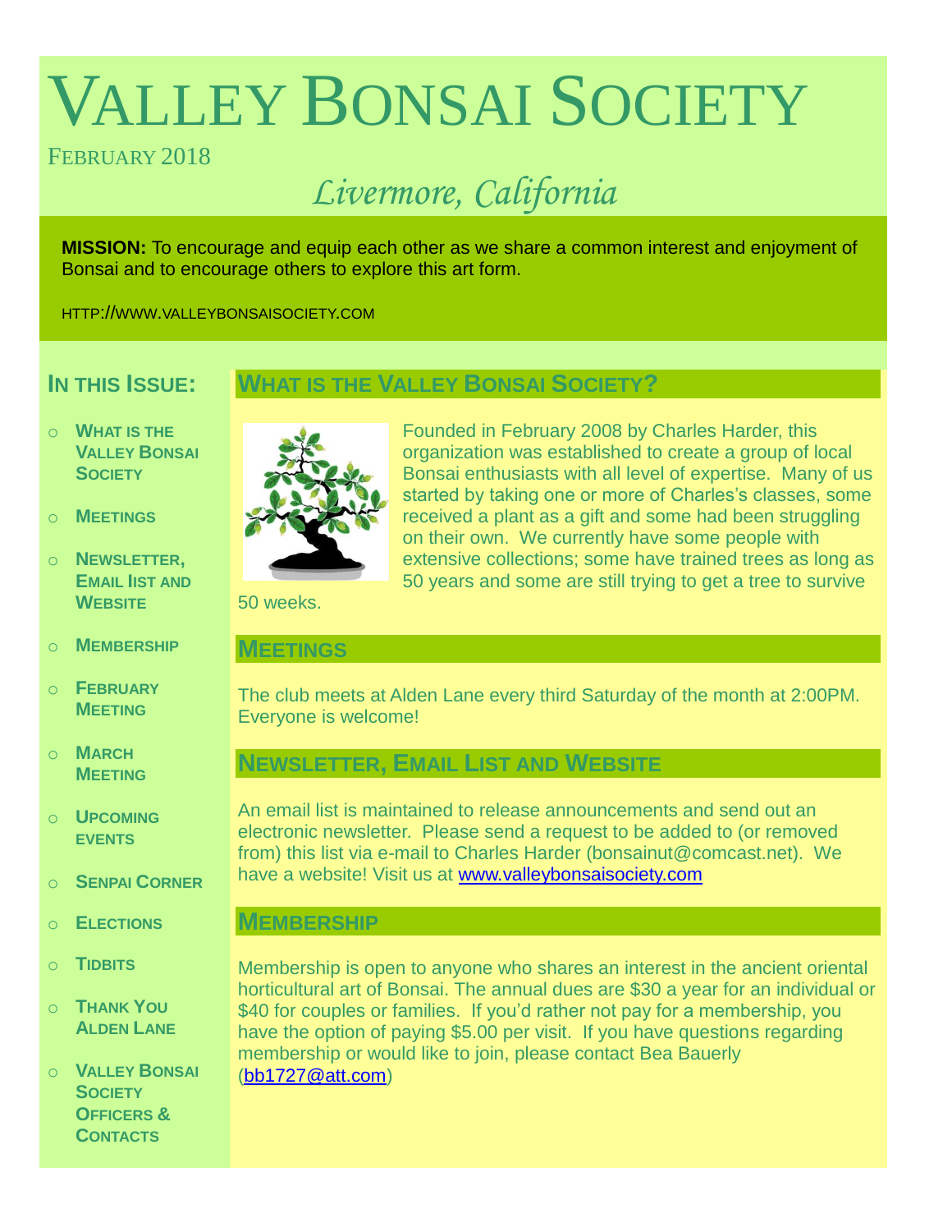# Valley Bonsai Society

February 2018

*Livermore, California*

**MISSION:** To encourage and equip each other as we share a common interest and enjoyment of Bonsai and to encourage others to explore this art form.

HTTP://WWW.VALLEYBONSAISOCIETY.COM

## In this Issue:

- What is the Valley Bonsai Society
- Meetings
- Newsletter, Email list and Website
- Membership
- February Meeting
- March Meeting
- Upcoming events
- Senpai Corner
- Elections
- Tidbits
- Thank You Alden Lane
- Valley Bonsai Society Officers & Contacts

## What is the Valley Bonsai Society?

Founded in February 2008 by Charles Harder, this organization was established to create a group of local Bonsai enthusiasts with all level of expertise. Many of us started by taking one or more of Charles's classes, some received a plant as a gift and some had been struggling on their own. We currently have some people with extensive collections; some have trained trees as long as 50 years and some are still trying to get a tree to survive 50 weeks.

## Meetings

The club meets at Alden Lane every third Saturday of the month at 2:00PM. Everyone is welcome!

## Newsletter, Email List and Website

An email list is maintained to release announcements and send out an electronic newsletter. Please send a request to be added to (or removed from) this list via e-mail to Charles Harder (bonsainut@comcast.net). We have a website! Visit us at [www.valleybonsaisociety.com](http://www.valleybonsaisociety.com)

## Membership

Membership is open to anyone who shares an interest in the ancient oriental horticultural art of Bonsai. The annual dues are $30 a year for an individual or $40 for couples or families. If you'd rather not pay for a membership, you have the option of paying $5.00 per visit. If you have questions regarding membership or would like to join, please contact Bea Bauerly (bb1727@att.com)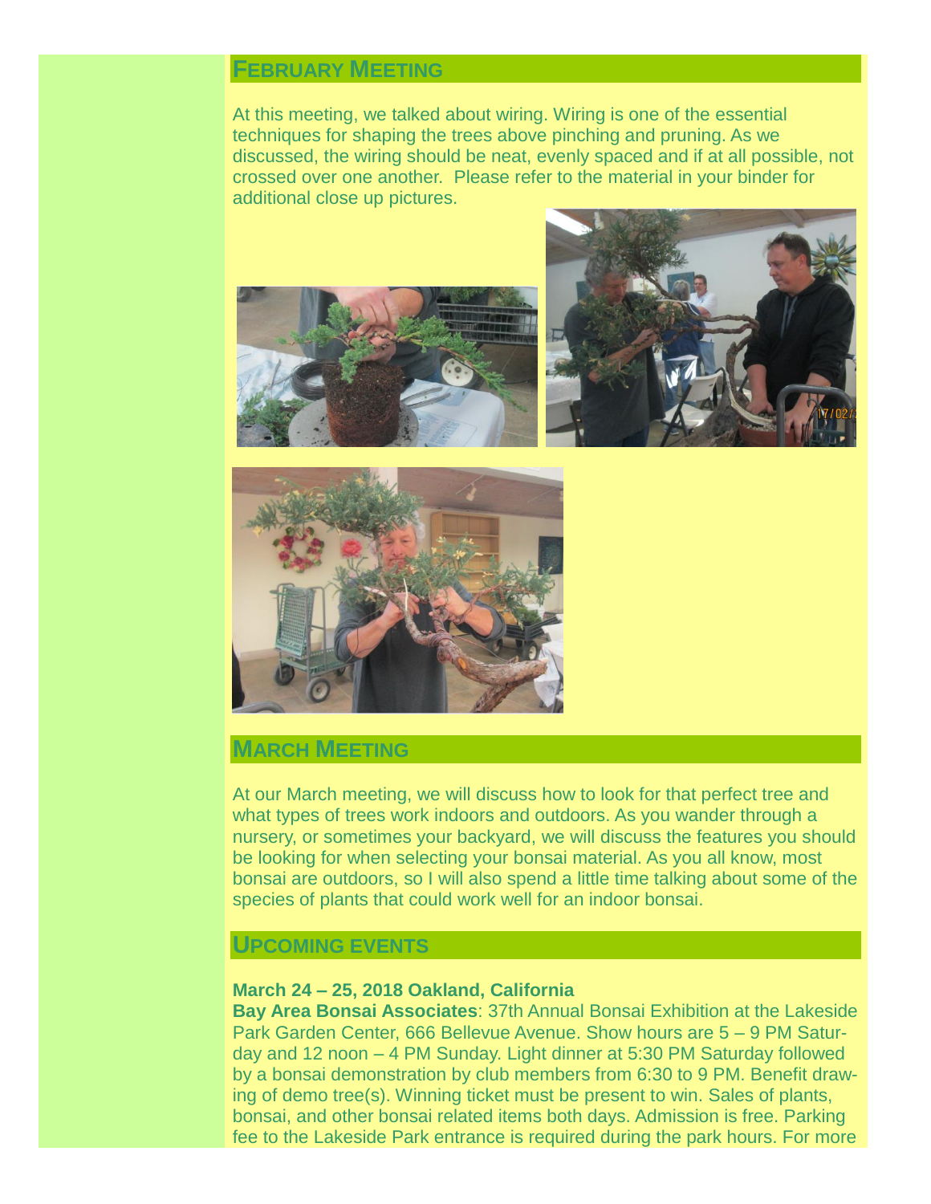## February Meeting

At this meeting, we talked about wiring. Wiring is one of the essential techniques for shaping the trees above pinching and pruning. As we discussed, the wiring should be neat, evenly spaced and if at all possible, not crossed over one another. Please refer to the material in your binder for additional close up pictures.

## March Meeting

At our March meeting, we will discuss how to look for that perfect tree and what types of trees work indoors and outdoors. As you wander through a nursery, or sometimes your backyard, we will discuss the features you should be looking for when selecting your bonsai material. As you all know, most bonsai are outdoors, so I will also spend a little time talking about some of the species of plants that could work well for an indoor bonsai.

## Upcoming Events

**March 24 – 25, 2018 Oakland, California**
**Bay Area Bonsai Associates**: 37th Annual Bonsai Exhibition at the Lakeside Park Garden Center, 666 Bellevue Avenue. Show hours are 5 – 9 PM Saturday and 12 noon – 4 PM Sunday. Light dinner at 5:30 PM Saturday followed by a bonsai demonstration by club members from 6:30 to 9 PM. Benefit drawing of demo tree(s). Winning ticket must be present to win. Sales of plants, bonsai, and other bonsai related items both days. Admission is free. Parking fee to the Lakeside Park entrance is required during the park hours. For more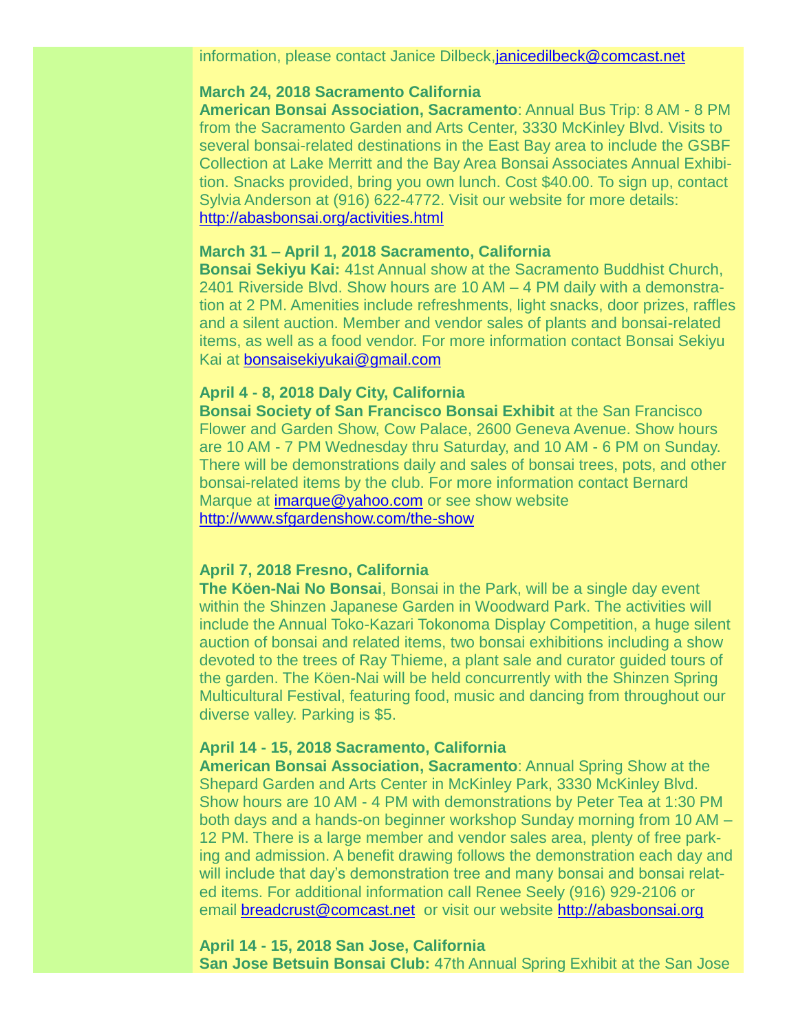information, please contact Janice Dilbeck,janicedilbeck@comcast.net

**March 24, 2018 Sacramento California**
**American Bonsai Association, Sacramento**: Annual Bus Trip: 8 AM - 8 PM from the Sacramento Garden and Arts Center, 3330 McKinley Blvd. Visits to several bonsai-related destinations in the East Bay area to include the GSBF Collection at Lake Merritt and the Bay Area Bonsai Associates Annual Exhibition. Snacks provided, bring you own lunch. Cost $40.00. To sign up, contact Sylvia Anderson at (916) 622-4772. Visit our website for more details: http://abasbonsai.org/activities.html

**March 31 – April 1, 2018 Sacramento, California**
**Bonsai Sekiyu Kai:** 41st Annual show at the Sacramento Buddhist Church, 2401 Riverside Blvd. Show hours are 10 AM – 4 PM daily with a demonstration at 2 PM. Amenities include refreshments, light snacks, door prizes, raffles and a silent auction. Member and vendor sales of plants and bonsai-related items, as well as a food vendor. For more information contact Bonsai Sekiyu Kai at bonsaisekiyukai@gmail.com

**April 4 - 8, 2018 Daly City, California**
**Bonsai Society of San Francisco Bonsai Exhibit** at the San Francisco Flower and Garden Show, Cow Palace, 2600 Geneva Avenue. Show hours are 10 AM - 7 PM Wednesday thru Saturday, and 10 AM - 6 PM on Sunday. There will be demonstrations daily and sales of bonsai trees, pots, and other bonsai-related items by the club. For more information contact Bernard Marque at imarque@yahoo.com or see show website http://www.sfgardenshow.com/the-show

**April 7, 2018 Fresno, California**
**The Köen-Nai No Bonsai**, Bonsai in the Park, will be a single day event within the Shinzen Japanese Garden in Woodward Park. The activities will include the Annual Toko-Kazari Tokonoma Display Competition, a huge silent auction of bonsai and related items, two bonsai exhibitions including a show devoted to the trees of Ray Thieme, a plant sale and curator guided tours of the garden. The Köen-Nai will be held concurrently with the Shinzen Spring Multicultural Festival, featuring food, music and dancing from throughout our diverse valley. Parking is $5.

**April 14 - 15, 2018 Sacramento, California**
**American Bonsai Association, Sacramento**: Annual Spring Show at the Shepard Garden and Arts Center in McKinley Park, 3330 McKinley Blvd. Show hours are 10 AM - 4 PM with demonstrations by Peter Tea at 1:30 PM both days and a hands-on beginner workshop Sunday morning from 10 AM – 12 PM. There is a large member and vendor sales area, plenty of free parking and admission. A benefit drawing follows the demonstration each day and will include that day's demonstration tree and many bonsai and bonsai related items. For additional information call Renee Seely (916) 929-2106 or email breadcrust@comcast.net or visit our website http://abasbonsai.org

**April 14 - 15, 2018 San Jose, California**
**San Jose Betsuin Bonsai Club:** 47th Annual Spring Exhibit at the San Jose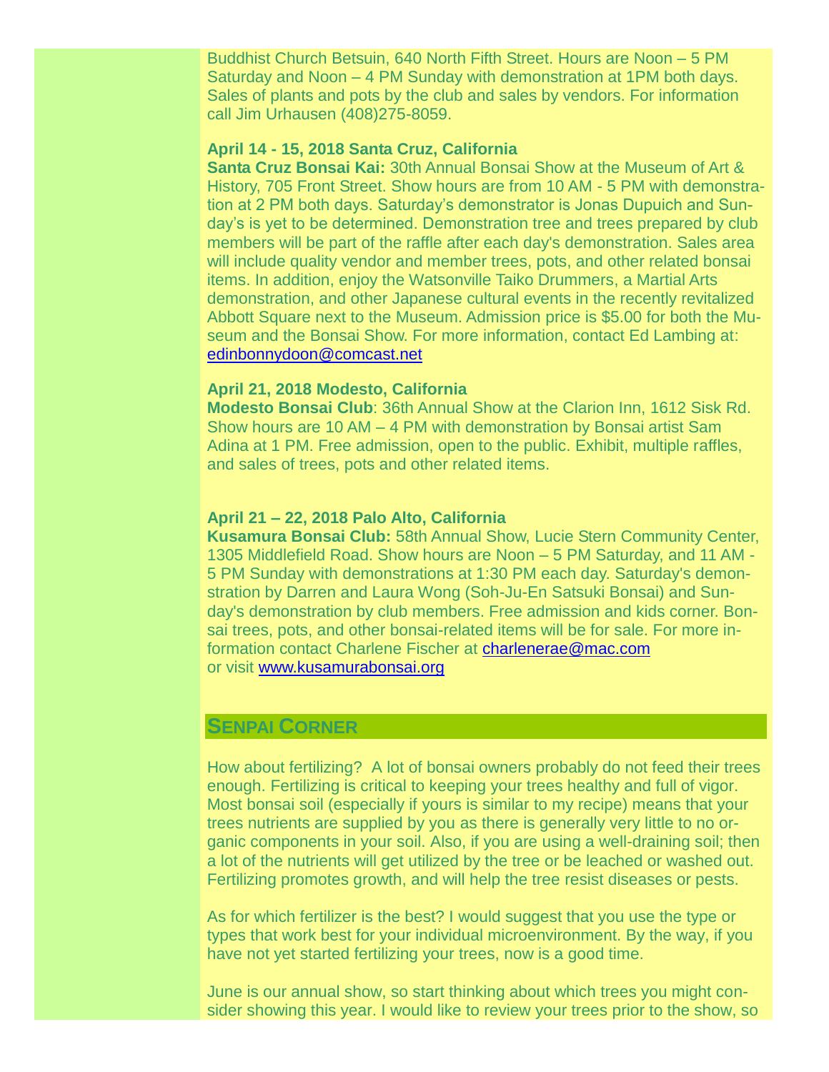Buddhist Church Betsuin, 640 North Fifth Street. Hours are Noon – 5 PM Saturday and Noon – 4 PM Sunday with demonstration at 1PM both days. Sales of plants and pots by the club and sales by vendors. For information call Jim Urhausen (408)275-8059.

**April 14 - 15, 2018 Santa Cruz, California**

**Santa Cruz Bonsai Kai:** 30th Annual Bonsai Show at the Museum of Art & History, 705 Front Street. Show hours are from 10 AM - 5 PM with demonstration at 2 PM both days. Saturday's demonstrator is Jonas Dupuich and Sunday's is yet to be determined. Demonstration tree and trees prepared by club members will be part of the raffle after each day's demonstration. Sales area will include quality vendor and member trees, pots, and other related bonsai items. In addition, enjoy the Watsonville Taiko Drummers, a Martial Arts demonstration, and other Japanese cultural events in the recently revitalized Abbott Square next to the Museum. Admission price is $5.00 for both the Museum and the Bonsai Show. For more information, contact Ed Lambing at: edinbonnydoon@comcast.net

**April 21, 2018 Modesto, California**

**Modesto Bonsai Club**: 36th Annual Show at the Clarion Inn, 1612 Sisk Rd. Show hours are 10 AM – 4 PM with demonstration by Bonsai artist Sam Adina at 1 PM. Free admission, open to the public. Exhibit, multiple raffles, and sales of trees, pots and other related items.

**April 21 – 22, 2018 Palo Alto, California**

**Kusamura Bonsai Club:** 58th Annual Show, Lucie Stern Community Center, 1305 Middlefield Road. Show hours are Noon – 5 PM Saturday, and 11 AM - 5 PM Sunday with demonstrations at 1:30 PM each day. Saturday's demonstration by Darren and Laura Wong (Soh-Ju-En Satsuki Bonsai) and Sunday's demonstration by club members. Free admission and kids corner. Bonsai trees, pots, and other bonsai-related items will be for sale. For more information contact Charlene Fischer at charlenerae@mac.com or visit www.kusamurabonsai.org

## Senpai Corner

How about fertilizing? A lot of bonsai owners probably do not feed their trees enough. Fertilizing is critical to keeping your trees healthy and full of vigor. Most bonsai soil (especially if yours is similar to my recipe) means that your trees nutrients are supplied by you as there is generally very little to no organic components in your soil. Also, if you are using a well-draining soil; then a lot of the nutrients will get utilized by the tree or be leached or washed out. Fertilizing promotes growth, and will help the tree resist diseases or pests.

As for which fertilizer is the best? I would suggest that you use the type or types that work best for your individual microenvironment. By the way, if you have not yet started fertilizing your trees, now is a good time.

June is our annual show, so start thinking about which trees you might consider showing this year. I would like to review your trees prior to the show, so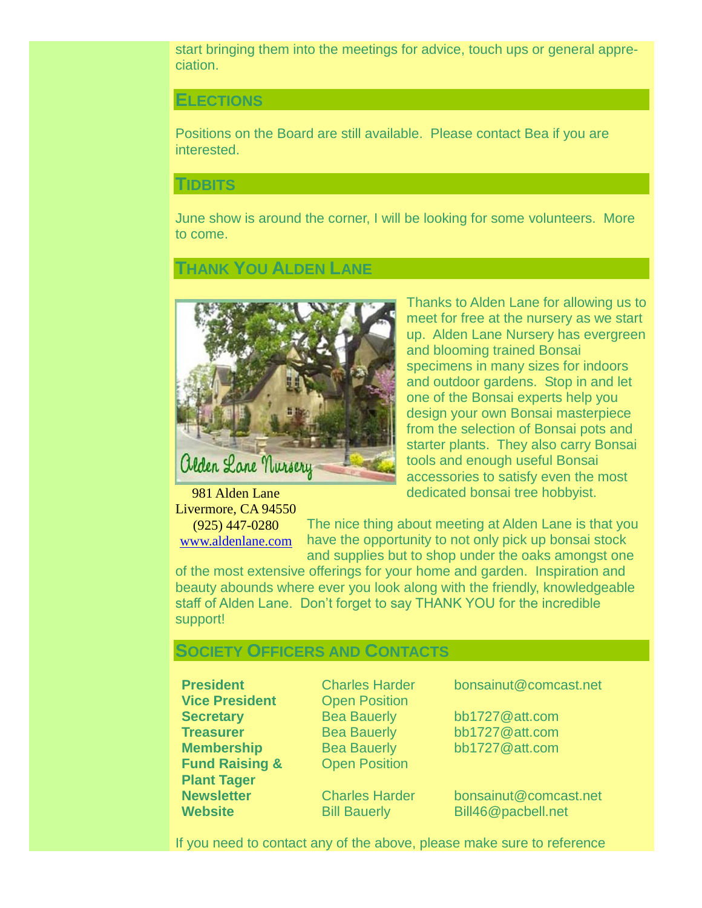start bringing them into the meetings for advice, touch ups or general appreciation.

## ELECTIONS

Positions on the Board are still available. Please contact Bea if you are interested.

## TIDBITS

June show is around the corner, I will be looking for some volunteers. More to come.

## THANK YOU ALDEN LANE

Thanks to Alden Lane for allowing us to meet for free at the nursery as we start up. Alden Lane Nursery has evergreen and blooming trained Bonsai specimens in many sizes for indoors and outdoor gardens. Stop in and let one of the Bonsai experts help you design your own Bonsai masterpiece from the selection of Bonsai pots and starter plants. They also carry Bonsai tools and enough useful Bonsai accessories to satisfy even the most dedicated bonsai tree hobbyist.

981 Alden Lane
Livermore, CA 94550
(925) 447-0280
www.aldenlane.com

The nice thing about meeting at Alden Lane is that you have the opportunity to not only pick up bonsai stock and supplies but to shop under the oaks amongst one of the most extensive offerings for your home and garden. Inspiration and beauty abounds where ever you look along with the friendly, knowledgeable staff of Alden Lane. Don't forget to say THANK YOU for the incredible support!

## SOCIETY OFFICERS AND CONTACTS

| | | |
|---|---|---|
| **President** | Charles Harder | bonsainut@comcast.net |
| **Vice President** | Open Position | |
| **Secretary** | Bea Bauerly | bb1727@att.com |
| **Treasurer** | Bea Bauerly | bb1727@att.com |
| **Membership** | Bea Bauerly | bb1727@att.com |
| **Fund Raising & Plant Tager** | Open Position | |
| **Newsletter** | Charles Harder | bonsainut@comcast.net |
| **Website** | Bill Bauerly | Bill46@pacbell.net |

If you need to contact any of the above, please make sure to reference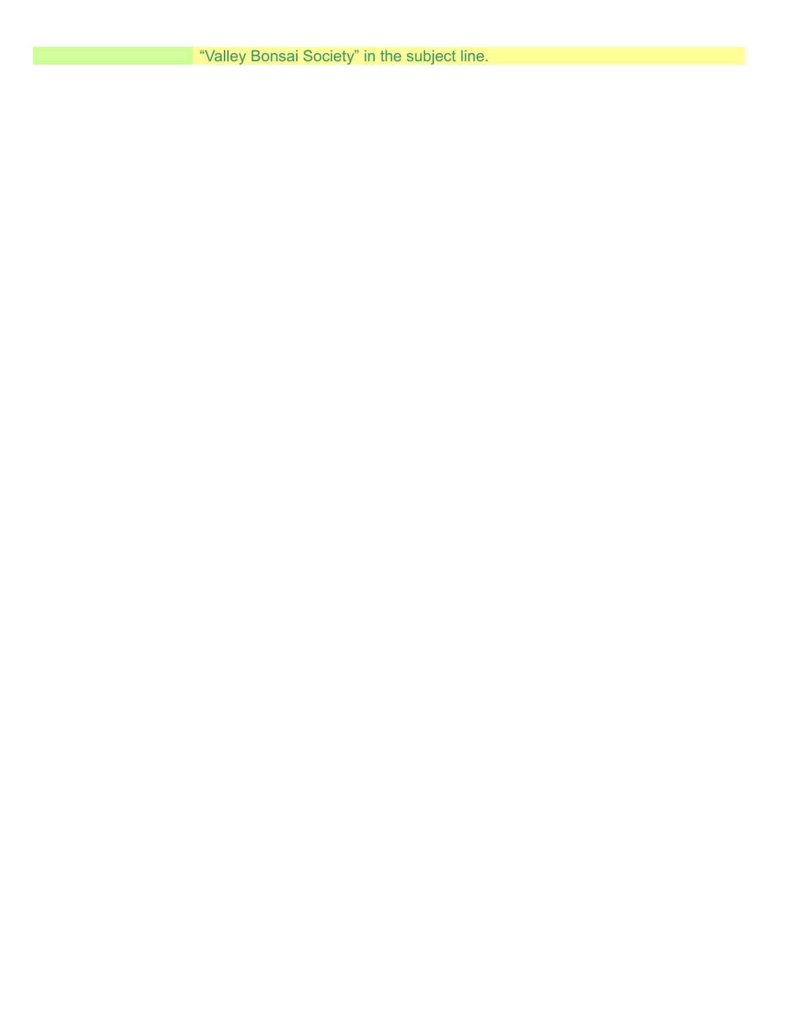“Valley Bonsai Society” in the subject line.